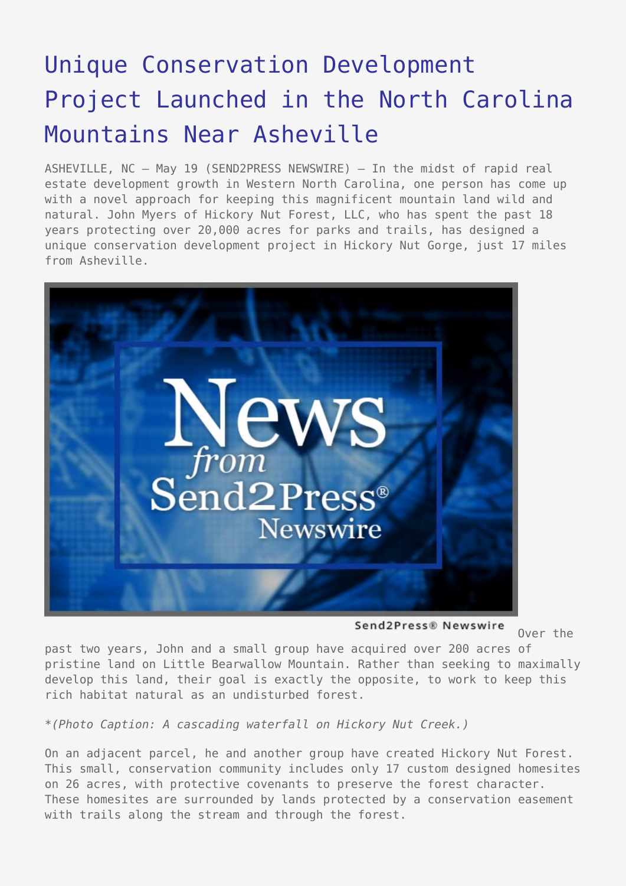# Unique Conservation Development Project Launched in the North Carolina Mountains Near Asheville

ASHEVILLE, NC – May 19 (SEND2PRESS NEWSWIRE) — In the midst of rapid real estate development growth in Western North Carolina, one person has come up with a novel approach for keeping this magnificent mountain land wild and natural. John Myers of Hickory Nut Forest, LLC, who has spent the past 18 years protecting over 20,000 acres for parks and trails, has designed a unique conservation development project in Hickory Nut Gorge, just 17 miles from Asheville.

Send2Press® Newswire

Over the past two years, John and a small group have acquired over 200 acres of pristine land on Little Bearwallow Mountain. Rather than seeking to maximally develop this land, their goal is exactly the opposite, to work to keep this rich habitat natural as an undisturbed forest.

**(Photo Caption: A cascading waterfall on Hickory Nut Creek.)*

On an adjacent parcel, he and another group have created Hickory Nut Forest. This small, conservation community includes only 17 custom designed homesites on 26 acres, with protective covenants to preserve the forest character. These homesites are surrounded by lands protected by a conservation easement with trails along the stream and through the forest.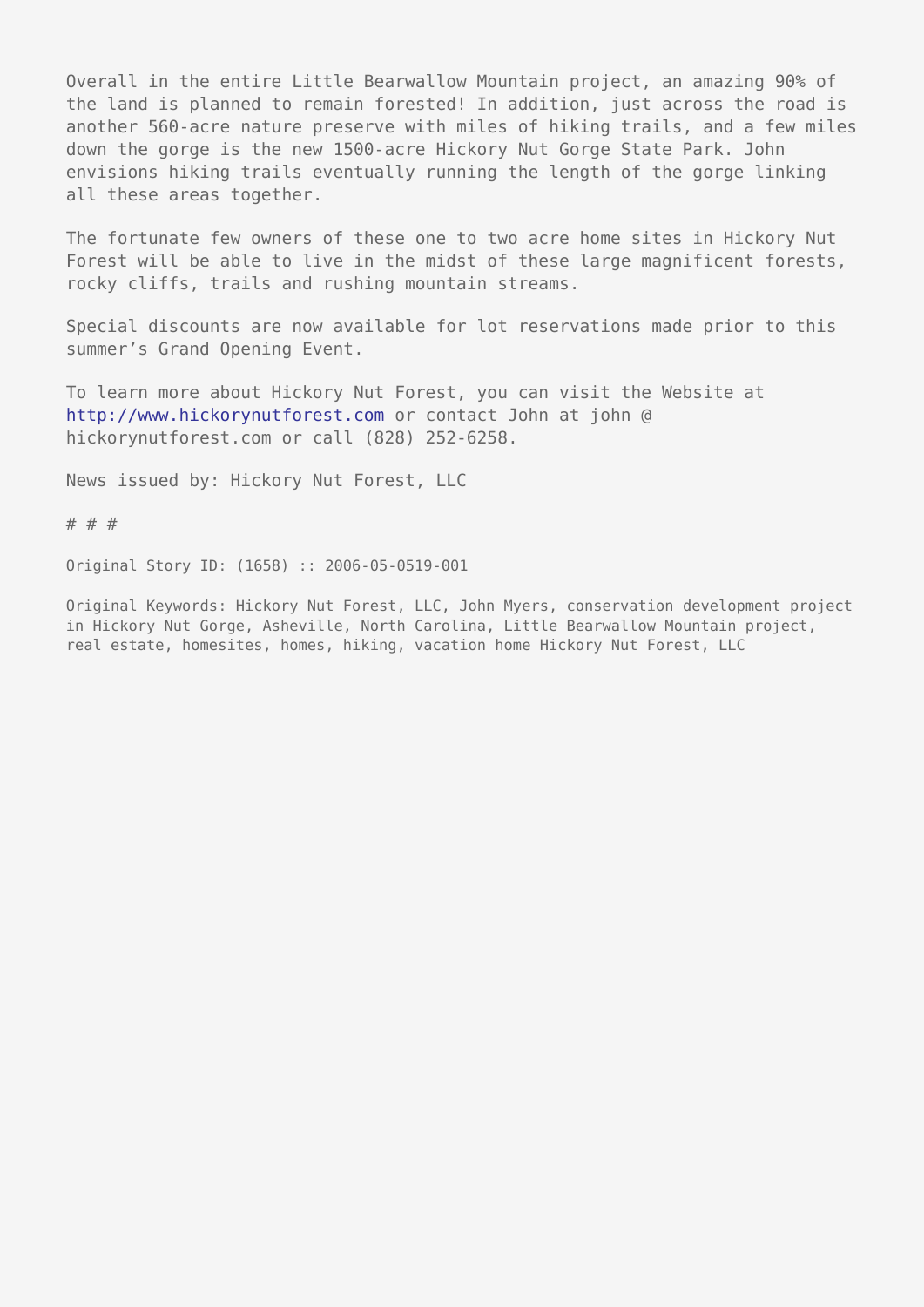Overall in the entire Little Bearwallow Mountain project, an amazing 90% of the land is planned to remain forested! In addition, just across the road is another 560-acre nature preserve with miles of hiking trails, and a few miles down the gorge is the new 1500-acre Hickory Nut Gorge State Park. John envisions hiking trails eventually running the length of the gorge linking all these areas together.

The fortunate few owners of these one to two acre home sites in Hickory Nut Forest will be able to live in the midst of these large magnificent forests, rocky cliffs, trails and rushing mountain streams.

Special discounts are now available for lot reservations made prior to this summer's Grand Opening Event.

To learn more about Hickory Nut Forest, you can visit the Website at http://www.hickorynutforest.com or contact John at john @ hickorynutforest.com or call (828) 252-6258.

News issued by: Hickory Nut Forest, LLC

# # #

Original Story ID: (1658) :: 2006-05-0519-001

Original Keywords: Hickory Nut Forest, LLC, John Myers, conservation development project in Hickory Nut Gorge, Asheville, North Carolina, Little Bearwallow Mountain project, real estate, homesites, homes, hiking, vacation home Hickory Nut Forest, LLC